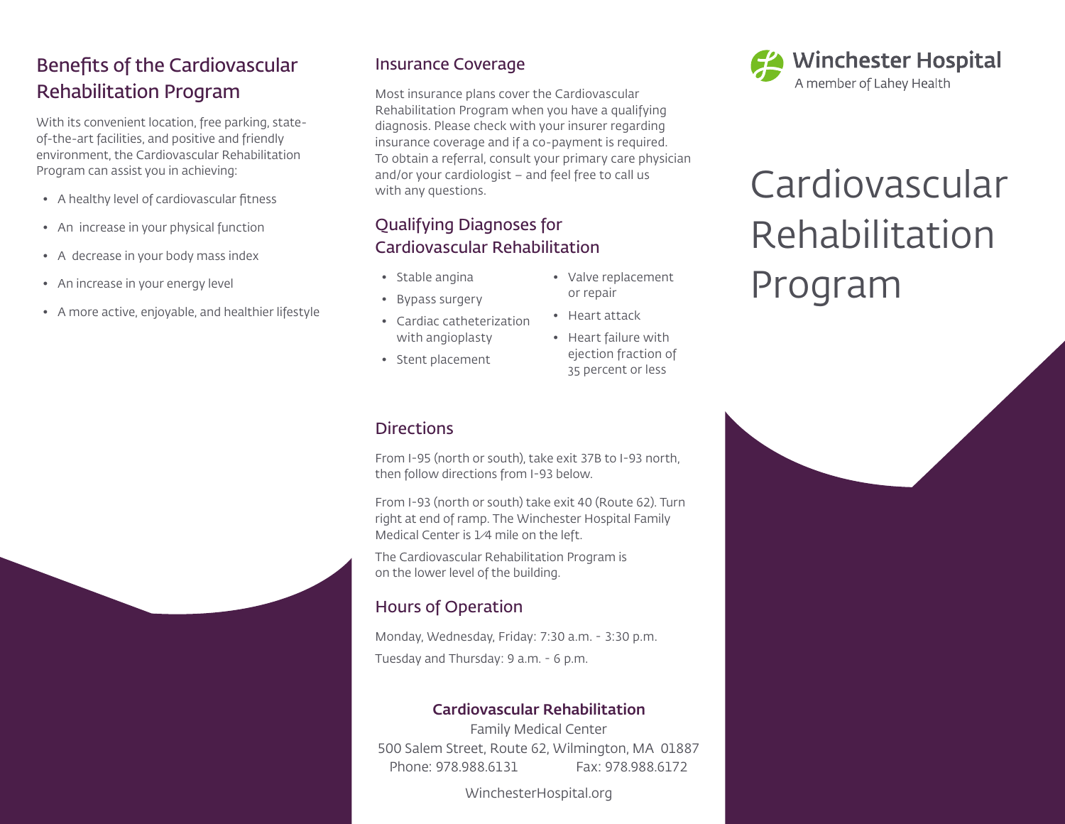## Benefits of the Cardiovascular Rehabilitation Program

With its convenient location, free parking, state-of-the-art facilities, and positive and friendly environment, the Cardiovascular Rehabilitation Program can assist you in achieving:

- A healthy level of cardiovascular fitness
- An increase in your physical function
- A decrease in your body mass index
- An increase in your energy level
- A more active, enjoyable, and healthier lifestyle

## Insurance Coverage

Most insurance plans cover the Cardiovascular Rehabilitation Program when you have a qualifying diagnosis. Please check with your insurer regarding insurance coverage and if a co-payment is required. To obtain a referral, consult your primary care physician and/or your cardiologist – and feel free to call us with any questions.

## Qualifying Diagnoses for Cardiovascular Rehabilitation

- Stable angina
- Bypass surgery
- Cardiac catheterization with angioplasty
- Stent placement
- Valve replacement or repair
- Heart attack
- Heart failure with ejection fraction of 35 percent or less

## Directions

From I-95 (north or south), take exit 37B to I-93 north, then follow directions from I-93 below.

From I-93 (north or south) take exit 40 (Route 62). Turn right at end of ramp. The Winchester Hospital Family Medical Center is 1⁄4 mile on the left.

The Cardiovascular Rehabilitation Program is on the lower level of the building.

## Hours of Operation

Monday, Wednesday, Friday: 7:30 a.m. - 3:30 p.m.

Tuesday and Thursday: 9 a.m. - 6 p.m.

**Cardiovascular Rehabilitation**

Family Medical Center
500 Salem Street, Route 62, Wilmington, MA 01887
Phone: 978.988.6131 Fax: 978.988.6172

WinchesterHospital.org

**Winchester Hospital**
A member of Lahey Health

# Cardiovascular Rehabilitation Program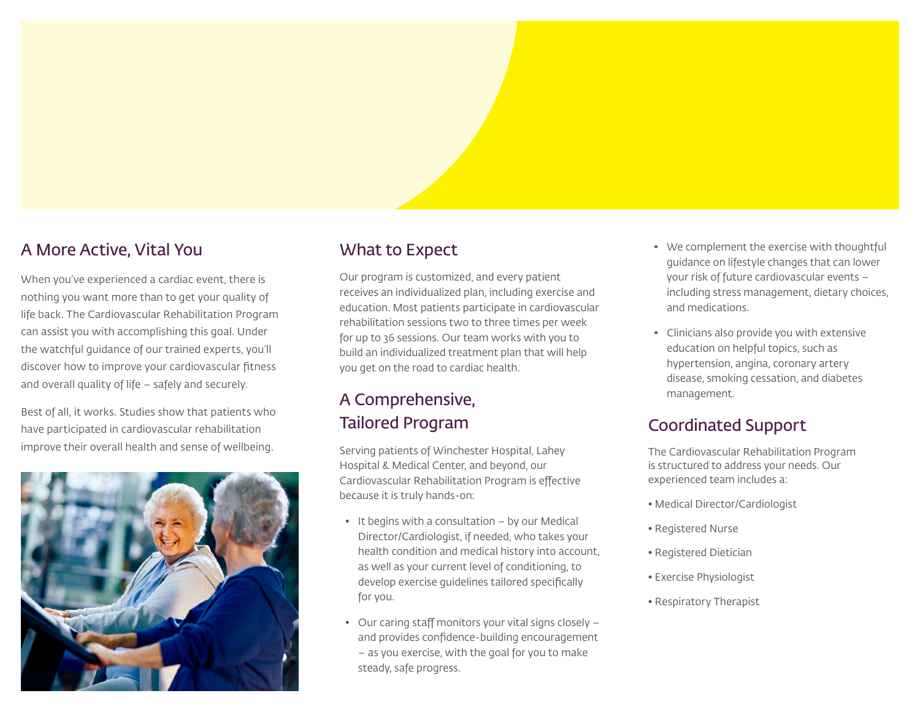## A More Active, Vital You

When you've experienced a cardiac event, there is nothing you want more than to get your quality of life back. The Cardiovascular Rehabilitation Program can assist you with accomplishing this goal. Under the watchful guidance of our trained experts, you'll discover how to improve your cardiovascular fitness and overall quality of life – safely and securely.

Best of all, it works. Studies show that patients who have participated in cardiovascular rehabilitation improve their overall health and sense of wellbeing.

## What to Expect

Our program is customized, and every patient receives an individualized plan, including exercise and education. Most patients participate in cardiovascular rehabilitation sessions two to three times per week for up to 36 sessions. Our team works with you to build an individualized treatment plan that will help you get on the road to cardiac health.

## A Comprehensive, Tailored Program

Serving patients of Winchester Hospital, Lahey Hospital & Medical Center, and beyond, our Cardiovascular Rehabilitation Program is effective because it is truly hands-on:

- It begins with a consultation – by our Medical Director/Cardiologist, if needed, who takes your health condition and medical history into account, as well as your current level of conditioning, to develop exercise guidelines tailored specifically for you.
- Our caring staff monitors your vital signs closely – and provides confidence-building encouragement – as you exercise, with the goal for you to make steady, safe progress.
- We complement the exercise with thoughtful guidance on lifestyle changes that can lower your risk of future cardiovascular events – including stress management, dietary choices, and medications.
- Clinicians also provide you with extensive education on helpful topics, such as hypertension, angina, coronary artery disease, smoking cessation, and diabetes management.

## Coordinated Support

The Cardiovascular Rehabilitation Program is structured to address your needs. Our experienced team includes a:

- Medical Director/Cardiologist
- Registered Nurse
- Registered Dietician
- Exercise Physiologist
- Respiratory Therapist